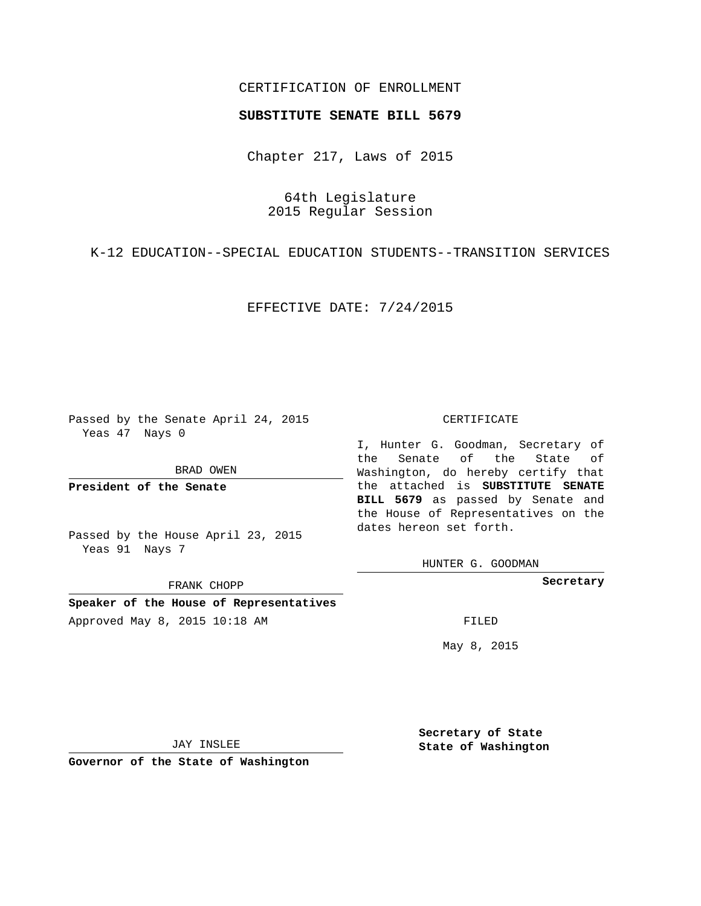CERTIFICATION OF ENROLLMENT

**SUBSTITUTE SENATE BILL 5679**

Chapter 217, Laws of 2015

64th Legislature
2015 Regular Session

K-12 EDUCATION--SPECIAL EDUCATION STUDENTS--TRANSITION SERVICES

EFFECTIVE DATE: 7/24/2015

Passed by the Senate April 24, 2015
Yeas 47 Nays 0

BRAD OWEN

**President of the Senate**

Passed by the House April 23, 2015
Yeas 91 Nays 7

FRANK CHOPP

**Speaker of the House of Representatives**

Approved May 8, 2015 10:18 AM

JAY INSLEE

**Governor of the State of Washington**

CERTIFICATE

I, Hunter G. Goodman, Secretary of the Senate of the State of Washington, do hereby certify that the attached is **SUBSTITUTE SENATE BILL 5679** as passed by Senate and the House of Representatives on the dates hereon set forth.

HUNTER G. GOODMAN

**Secretary**

FILED

May 8, 2015

**Secretary of State**
**State of Washington**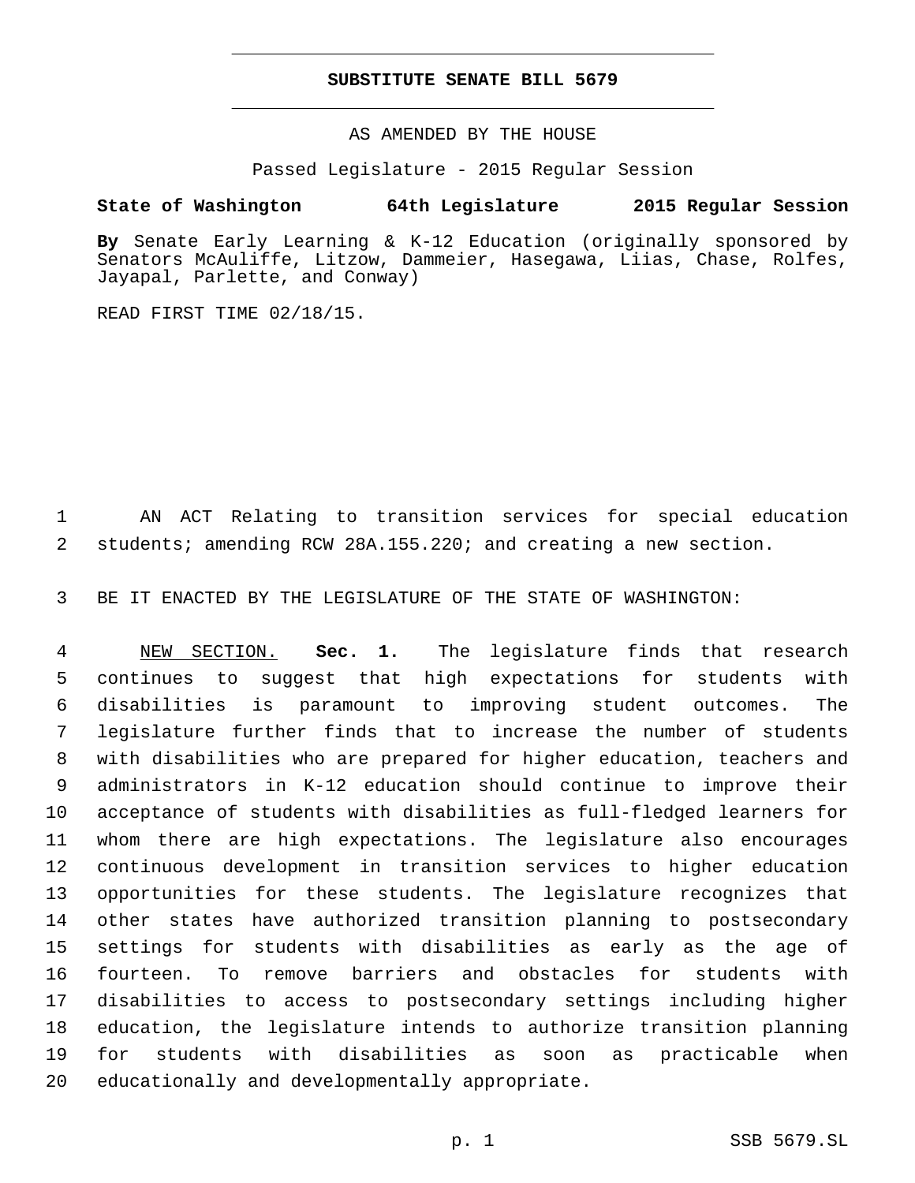# SUBSTITUTE SENATE BILL 5679

AS AMENDED BY THE HOUSE

Passed Legislature - 2015 Regular Session

**State of Washington 64th Legislature 2015 Regular Session**

**By** Senate Early Learning & K-12 Education (originally sponsored by Senators McAuliffe, Litzow, Dammeier, Hasegawa, Liias, Chase, Rolfes, Jayapal, Parlette, and Conway)

READ FIRST TIME 02/18/15.

AN ACT Relating to transition services for special education students; amending RCW 28A.155.220; and creating a new section.

BE IT ENACTED BY THE LEGISLATURE OF THE STATE OF WASHINGTON:

NEW SECTION. **Sec. 1.** The legislature finds that research continues to suggest that high expectations for students with disabilities is paramount to improving student outcomes. The legislature further finds that to increase the number of students with disabilities who are prepared for higher education, teachers and administrators in K-12 education should continue to improve their acceptance of students with disabilities as full-fledged learners for whom there are high expectations. The legislature also encourages continuous development in transition services to higher education opportunities for these students. The legislature recognizes that other states have authorized transition planning to postsecondary settings for students with disabilities as early as the age of fourteen. To remove barriers and obstacles for students with disabilities to access to postsecondary settings including higher education, the legislature intends to authorize transition planning for students with disabilities as soon as practicable when educationally and developmentally appropriate.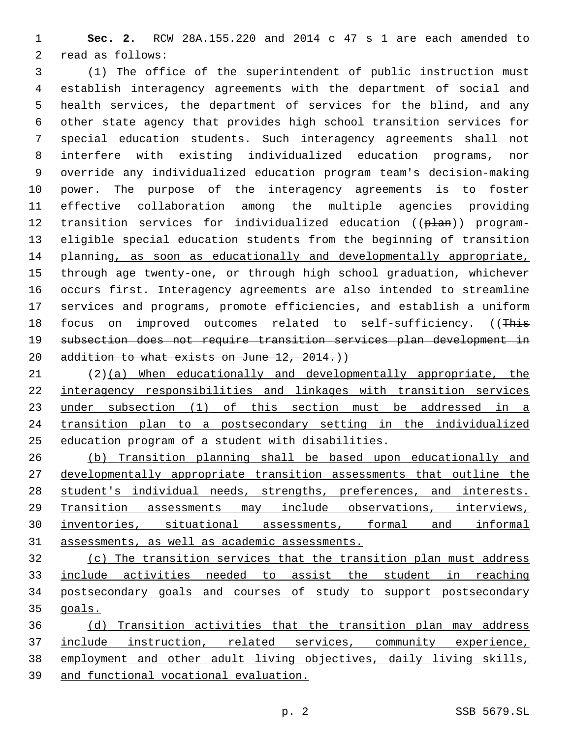**Sec. 2.** RCW 28A.155.220 and 2014 c 47 s 1 are each amended to read as follows:

(1) The office of the superintendent of public instruction must establish interagency agreements with the department of social and health services, the department of services for the blind, and any other state agency that provides high school transition services for special education students. Such interagency agreements shall not interfere with existing individualized education programs, nor override any individualized education program team's decision-making power. The purpose of the interagency agreements is to foster effective collaboration among the multiple agencies providing transition services for individualized education ((~~plan~~)) program-eligible special education students from the beginning of transition planning, as soon as educationally and developmentally appropriate, through age twenty-one, or through high school graduation, whichever occurs first. Interagency agreements are also intended to streamline services and programs, promote efficiencies, and establish a uniform focus on improved outcomes related to self-sufficiency. ((~~This subsection does not require transition services plan development in addition to what exists on June 12, 2014.~~))

(2)(a) When educationally and developmentally appropriate, the interagency responsibilities and linkages with transition services under subsection (1) of this section must be addressed in a transition plan to a postsecondary setting in the individualized education program of a student with disabilities.

(b) Transition planning shall be based upon educationally and developmentally appropriate transition assessments that outline the student's individual needs, strengths, preferences, and interests. Transition assessments may include observations, interviews, inventories, situational assessments, formal and informal assessments, as well as academic assessments.

(c) The transition services that the transition plan must address include activities needed to assist the student in reaching postsecondary goals and courses of study to support postsecondary goals.

(d) Transition activities that the transition plan may address include instruction, related services, community experience, employment and other adult living objectives, daily living skills, and functional vocational evaluation.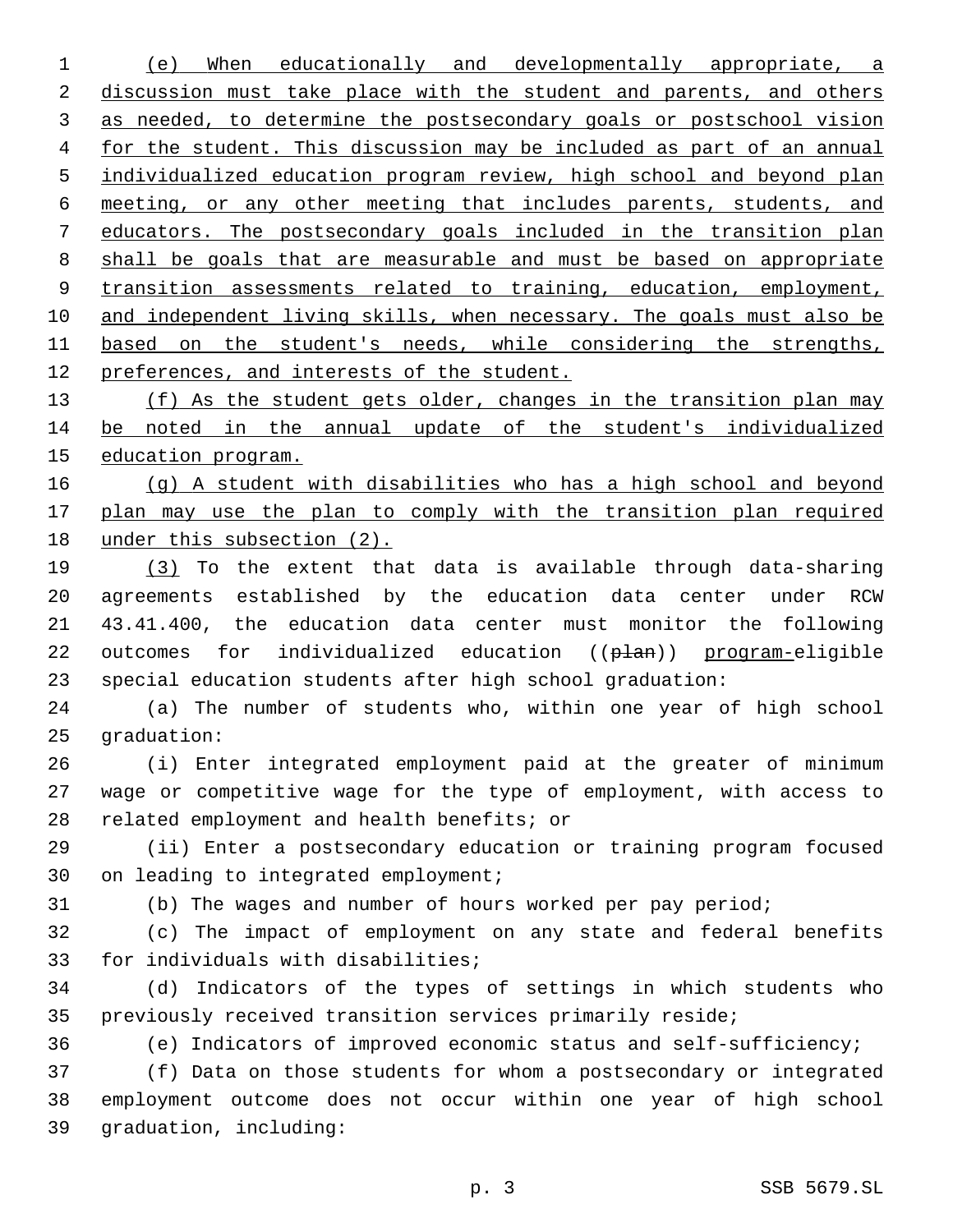(e) When educationally and developmentally appropriate, a discussion must take place with the student and parents, and others as needed, to determine the postsecondary goals or postschool vision for the student. This discussion may be included as part of an annual individualized education program review, high school and beyond plan meeting, or any other meeting that includes parents, students, and educators. The postsecondary goals included in the transition plan shall be goals that are measurable and must be based on appropriate transition assessments related to training, education, employment, and independent living skills, when necessary. The goals must also be based on the student's needs, while considering the strengths, preferences, and interests of the student.

(f) As the student gets older, changes in the transition plan may be noted in the annual update of the student's individualized education program.

(g) A student with disabilities who has a high school and beyond plan may use the plan to comply with the transition plan required under this subsection (2).

(3) To the extent that data is available through data-sharing agreements established by the education data center under RCW 43.41.400, the education data center must monitor the following outcomes for individualized education ((~~plan~~)) program-eligible special education students after high school graduation:

(a) The number of students who, within one year of high school graduation:

(i) Enter integrated employment paid at the greater of minimum wage or competitive wage for the type of employment, with access to related employment and health benefits; or

(ii) Enter a postsecondary education or training program focused on leading to integrated employment;

(b) The wages and number of hours worked per pay period;

(c) The impact of employment on any state and federal benefits for individuals with disabilities;

(d) Indicators of the types of settings in which students who previously received transition services primarily reside;

(e) Indicators of improved economic status and self-sufficiency;

(f) Data on those students for whom a postsecondary or integrated employment outcome does not occur within one year of high school graduation, including: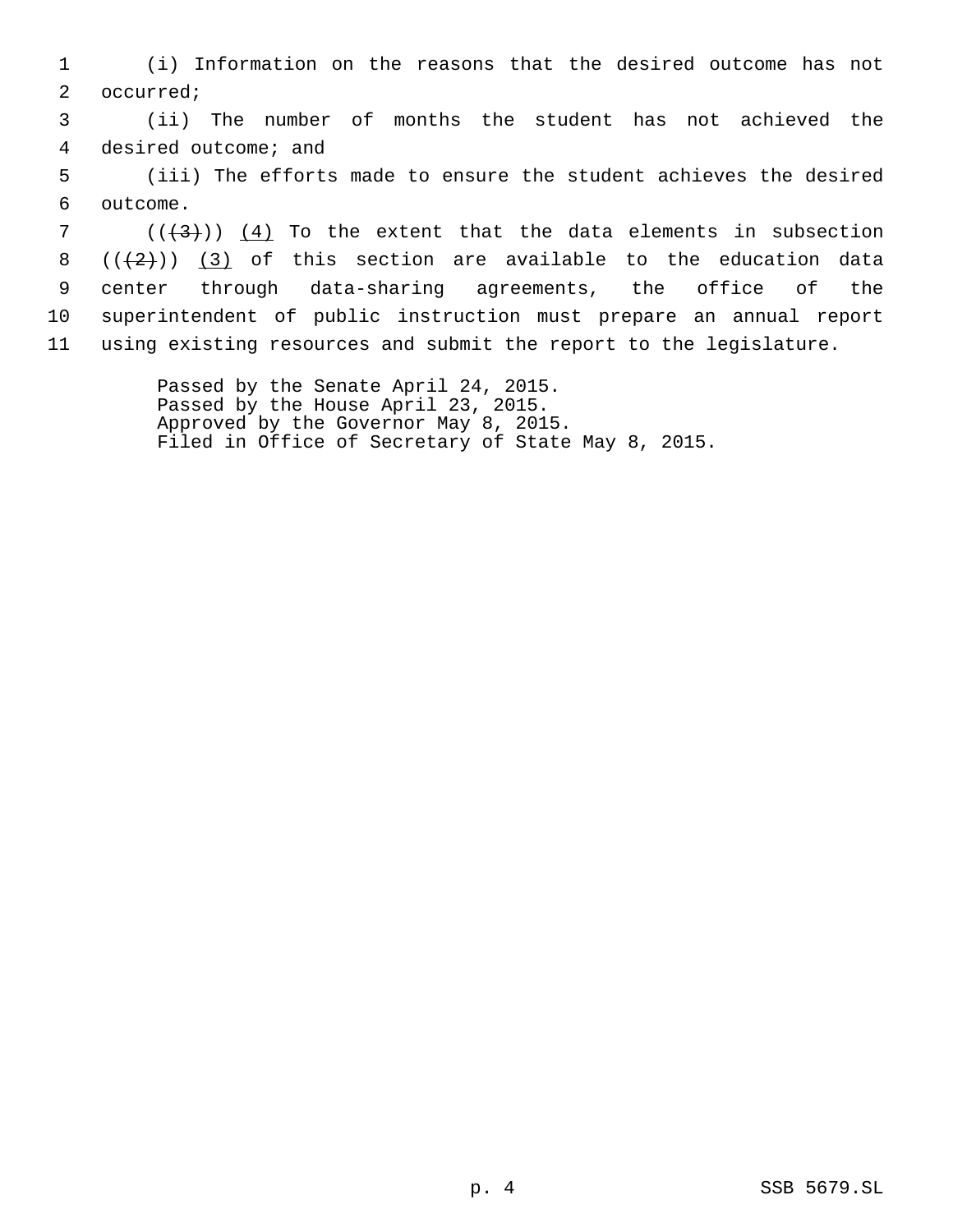(i) Information on the reasons that the desired outcome has not occurred;

(ii) The number of months the student has not achieved the desired outcome; and

(iii) The efforts made to ensure the student achieves the desired outcome.

~~((3))~~ (4) To the extent that the data elements in subsection ~~((2))~~ (3) of this section are available to the education data center through data-sharing agreements, the office of the superintendent of public instruction must prepare an annual report using existing resources and submit the report to the legislature.

Passed by the Senate April 24, 2015.
Passed by the House April 23, 2015.
Approved by the Governor May 8, 2015.
Filed in Office of Secretary of State May 8, 2015.